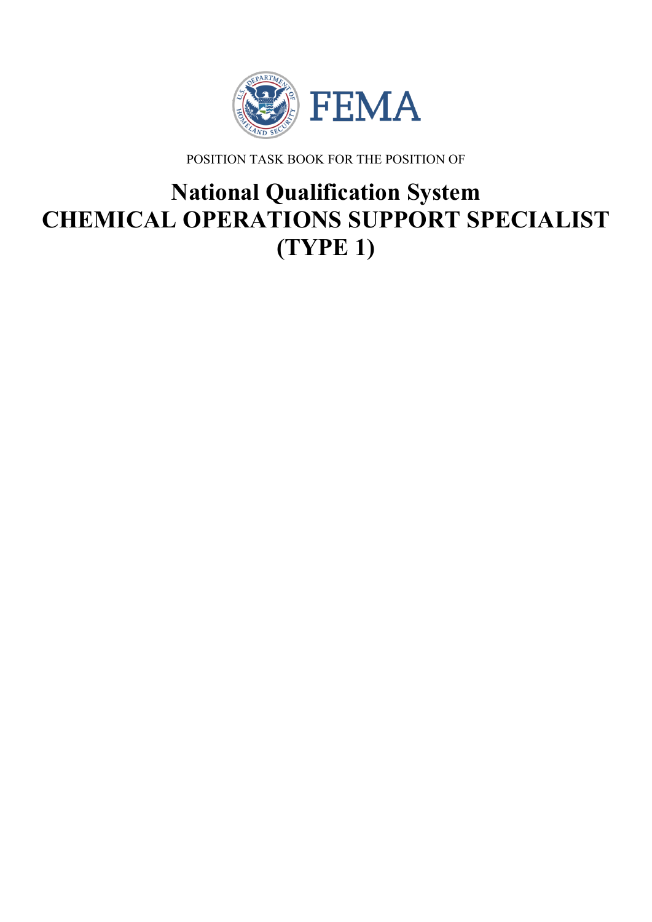POSITION TASK BOOK FOR THE POSITION OF

# National Qualification System
# CHEMICAL OPERATIONS SUPPORT SPECIALIST (TYPE 1)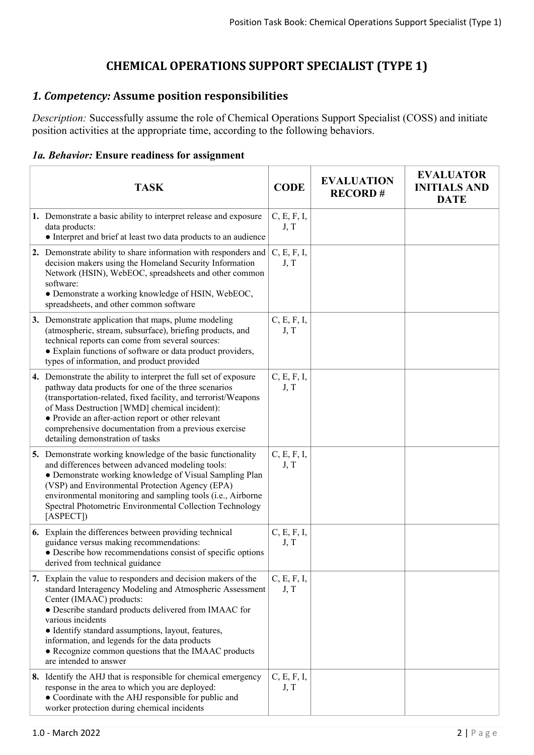# CHEMICAL OPERATIONS SUPPORT SPECIALIST (TYPE 1)

## *1. Competency:* Assume position responsibilities

*Description:* Successfully assume the role of Chemical Operations Support Specialist (COSS) and initiate position activities at the appropriate time, according to the following behaviors.

### *1a. Behavior:* Ensure readiness for assignment

| TASK | CODE | EVALUATION RECORD # | EVALUATOR INITIALS AND DATE |
|---|---|---|---|
| **1.** Demonstrate a basic ability to interpret release and exposure data products:<br>● Interpret and brief at least two data products to an audience | C, E, F, I, J, T | | |
| **2.** Demonstrate ability to share information with responders and decision makers using the Homeland Security Information Network (HSIN), WebEOC, spreadsheets and other common software:<br>● Demonstrate a working knowledge of HSIN, WebEOC, spreadsheets, and other common software | C, E, F, I, J, T | | |
| **3.** Demonstrate application that maps, plume modeling (atmospheric, stream, subsurface), briefing products, and technical reports can come from several sources:<br>● Explain functions of software or data product providers, types of information, and product provided | C, E, F, I, J, T | | |
| **4.** Demonstrate the ability to interpret the full set of exposure pathway data products for one of the three scenarios (transportation-related, fixed facility, and terrorist/Weapons of Mass Destruction [WMD] chemical incident):<br>● Provide an after-action report or other relevant comprehensive documentation from a previous exercise detailing demonstration of tasks | C, E, F, I, J, T | | |
| **5.** Demonstrate working knowledge of the basic functionality and differences between advanced modeling tools:<br>● Demonstrate working knowledge of Visual Sampling Plan (VSP) and Environmental Protection Agency (EPA) environmental monitoring and sampling tools (i.e., Airborne Spectral Photometric Environmental Collection Technology [ASPECT]) | C, E, F, I, J, T | | |
| **6.** Explain the differences between providing technical guidance versus making recommendations:<br>● Describe how recommendations consist of specific options derived from technical guidance | C, E, F, I, J, T | | |
| **7.** Explain the value to responders and decision makers of the standard Interagency Modeling and Atmospheric Assessment Center (IMAAC) products:<br>● Describe standard products delivered from IMAAC for various incidents<br>● Identify standard assumptions, layout, features, information, and legends for the data products<br>● Recognize common questions that the IMAAC products are intended to answer | C, E, F, I, J, T | | |
| **8.** Identify the AHJ that is responsible for chemical emergency response in the area to which you are deployed:<br>● Coordinate with the AHJ responsible for public and worker protection during chemical incidents | C, E, F, I, J, T | | |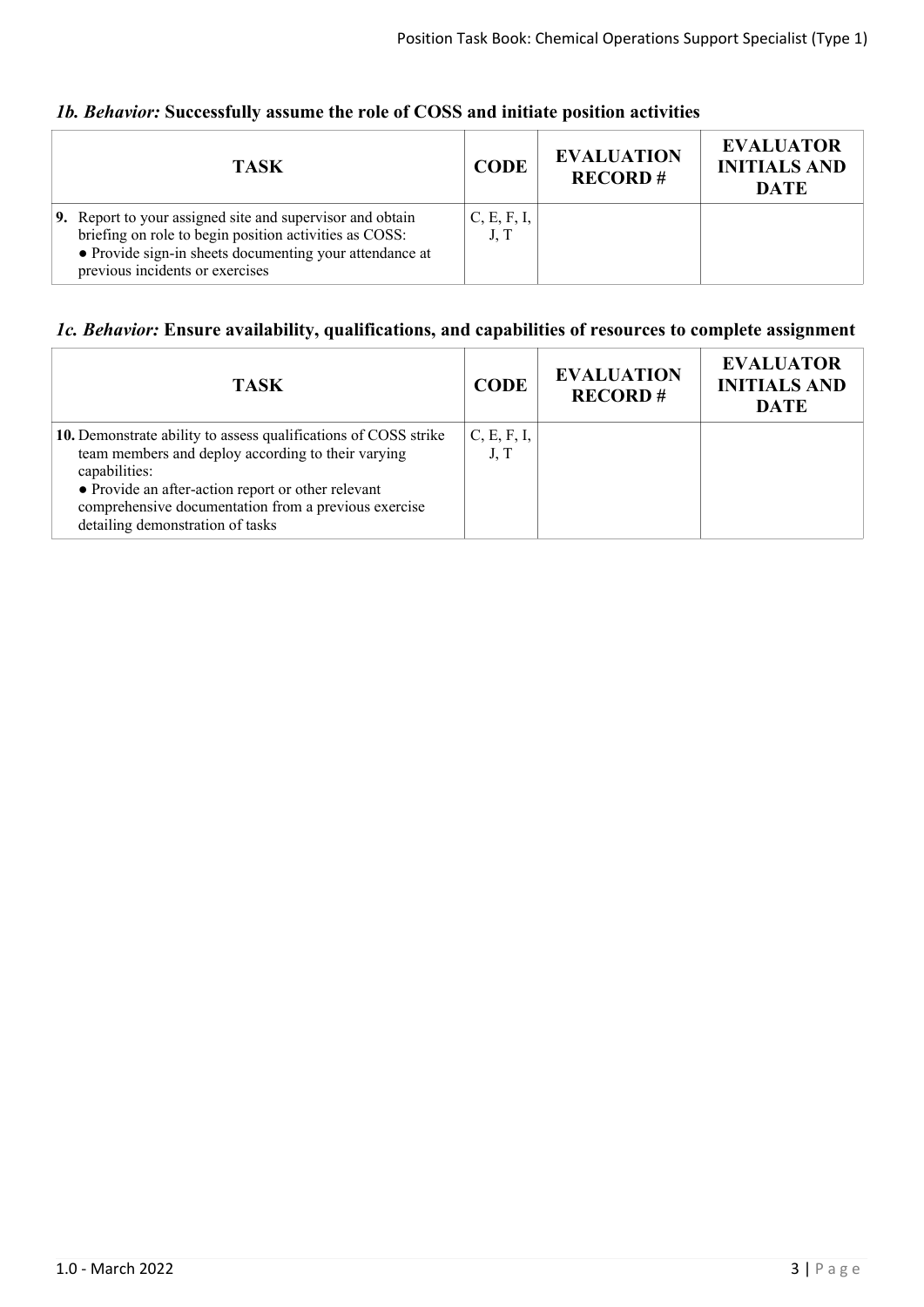### *1b. Behavior:* **Successfully assume the role of COSS and initiate position activities**

| TASK | CODE | EVALUATION RECORD # | EVALUATOR INITIALS AND DATE |
|---|---|---|---|
| **9.** Report to your assigned site and supervisor and obtain briefing on role to begin position activities as COSS:<br>● Provide sign-in sheets documenting your attendance at previous incidents or exercises | C, E, F, I, J, T | | |

### *1c. Behavior:* **Ensure availability, qualifications, and capabilities of resources to complete assignment**

| TASK | CODE | EVALUATION RECORD # | EVALUATOR INITIALS AND DATE |
|---|---|---|---|
| **10.** Demonstrate ability to assess qualifications of COSS strike team members and deploy according to their varying capabilities:<br>● Provide an after-action report or other relevant comprehensive documentation from a previous exercise detailing demonstration of tasks | C, E, F, I, J, T | | |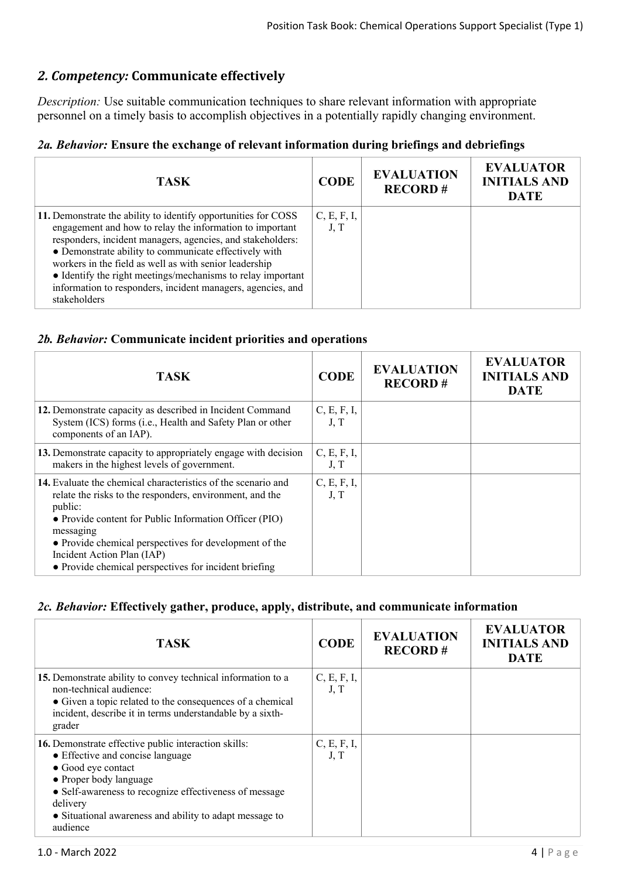## *2. Competency:* Communicate effectively

*Description:* Use suitable communication techniques to share relevant information with appropriate personnel on a timely basis to accomplish objectives in a potentially rapidly changing environment.

### *2a. Behavior:* Ensure the exchange of relevant information during briefings and debriefings

| TASK | CODE | EVALUATION RECORD # | EVALUATOR INITIALS AND DATE |
|---|---|---|---|
| **11.** Demonstrate the ability to identify opportunities for COSS engagement and how to relay the information to important responders, incident managers, agencies, and stakeholders:<br>● Demonstrate ability to communicate effectively with workers in the field as well as with senior leadership<br>● Identify the right meetings/mechanisms to relay important information to responders, incident managers, agencies, and stakeholders | C, E, F, I, J, T | | |

### *2b. Behavior:* Communicate incident priorities and operations

| TASK | CODE | EVALUATION RECORD # | EVALUATOR INITIALS AND DATE |
|---|---|---|---|
| **12.** Demonstrate capacity as described in Incident Command System (ICS) forms (i.e., Health and Safety Plan or other components of an IAP). | C, E, F, I, J, T | | |
| **13.** Demonstrate capacity to appropriately engage with decision makers in the highest levels of government. | C, E, F, I, J, T | | |
| **14.** Evaluate the chemical characteristics of the scenario and relate the risks to the responders, environment, and the public:<br>● Provide content for Public Information Officer (PIO) messaging<br>● Provide chemical perspectives for development of the Incident Action Plan (IAP)<br>● Provide chemical perspectives for incident briefing | C, E, F, I, J, T | | |

### *2c. Behavior:* Effectively gather, produce, apply, distribute, and communicate information

| TASK | CODE | EVALUATION RECORD # | EVALUATOR INITIALS AND DATE |
|---|---|---|---|
| **15.** Demonstrate ability to convey technical information to a non-technical audience:<br>● Given a topic related to the consequences of a chemical incident, describe it in terms understandable by a sixth-grader | C, E, F, I, J, T | | |
| **16.** Demonstrate effective public interaction skills:<br>● Effective and concise language<br>● Good eye contact<br>● Proper body language<br>● Self-awareness to recognize effectiveness of message delivery<br>● Situational awareness and ability to adapt message to audience | C, E, F, I, J, T | | |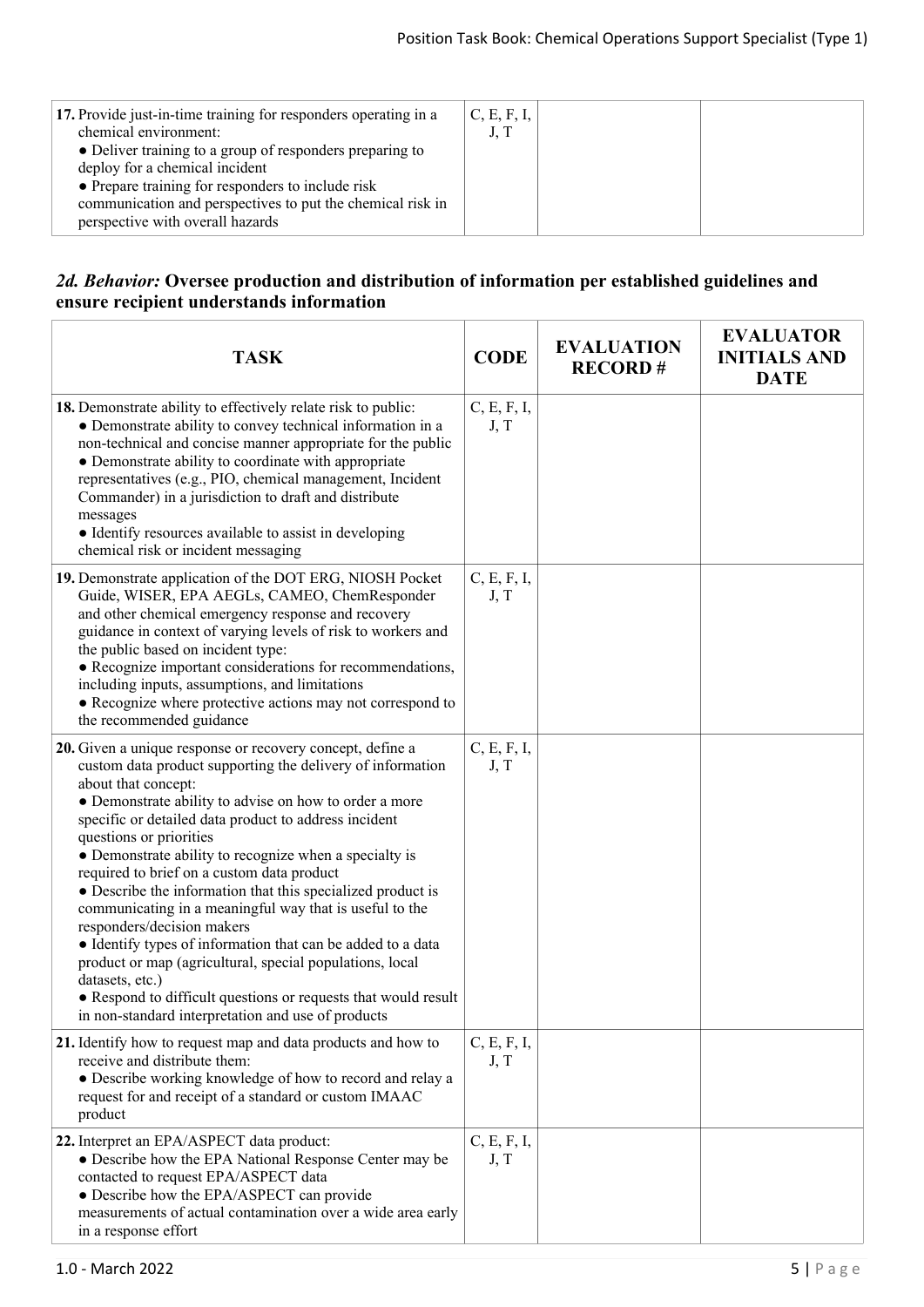| | | | |
|---|---|---|---|
| **17.** Provide just-in-time training for responders operating in a chemical environment:<br>● Deliver training to a group of responders preparing to deploy for a chemical incident<br>● Prepare training for responders to include risk communication and perspectives to put the chemical risk in perspective with overall hazards | C, E, F, I, J, T | | |

## *2d. Behavior:* Oversee production and distribution of information per established guidelines and ensure recipient understands information

| TASK | CODE | EVALUATION RECORD # | EVALUATOR INITIALS AND DATE |
|---|---|---|---|
| **18.** Demonstrate ability to effectively relate risk to public:<br>● Demonstrate ability to convey technical information in a non-technical and concise manner appropriate for the public<br>● Demonstrate ability to coordinate with appropriate representatives (e.g., PIO, chemical management, Incident Commander) in a jurisdiction to draft and distribute messages<br>● Identify resources available to assist in developing chemical risk or incident messaging | C, E, F, I, J, T | | |
| **19.** Demonstrate application of the DOT ERG, NIOSH Pocket Guide, WISER, EPA AEGLs, CAMEO, ChemResponder and other chemical emergency response and recovery guidance in context of varying levels of risk to workers and the public based on incident type:<br>● Recognize important considerations for recommendations, including inputs, assumptions, and limitations<br>● Recognize where protective actions may not correspond to the recommended guidance | C, E, F, I, J, T | | |
| **20.** Given a unique response or recovery concept, define a custom data product supporting the delivery of information about that concept:<br>● Demonstrate ability to advise on how to order a more specific or detailed data product to address incident questions or priorities<br>● Demonstrate ability to recognize when a specialty is required to brief on a custom data product<br>● Describe the information that this specialized product is communicating in a meaningful way that is useful to the responders/decision makers<br>● Identify types of information that can be added to a data product or map (agricultural, special populations, local datasets, etc.)<br>● Respond to difficult questions or requests that would result in non-standard interpretation and use of products | C, E, F, I, J, T | | |
| **21.** Identify how to request map and data products and how to receive and distribute them:<br>● Describe working knowledge of how to record and relay a request for and receipt of a standard or custom IMAAC product | C, E, F, I, J, T | | |
| **22.** Interpret an EPA/ASPECT data product:<br>● Describe how the EPA National Response Center may be contacted to request EPA/ASPECT data<br>● Describe how the EPA/ASPECT can provide measurements of actual contamination over a wide area early in a response effort | C, E, F, I, J, T | | |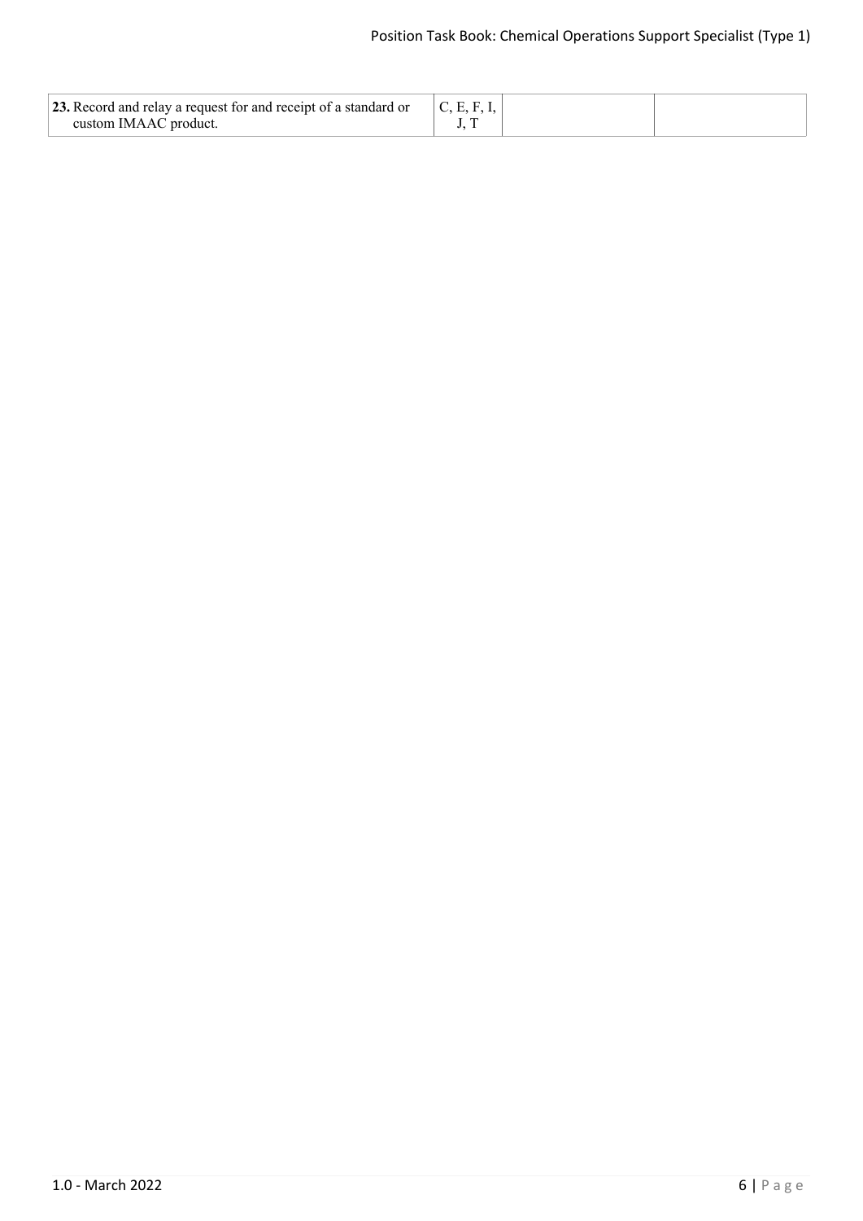| | | | |
|---|---|---|---|
| **23.** Record and relay a request for and receipt of a standard or custom IMAAC product. | C, E, F, I, J, T | | |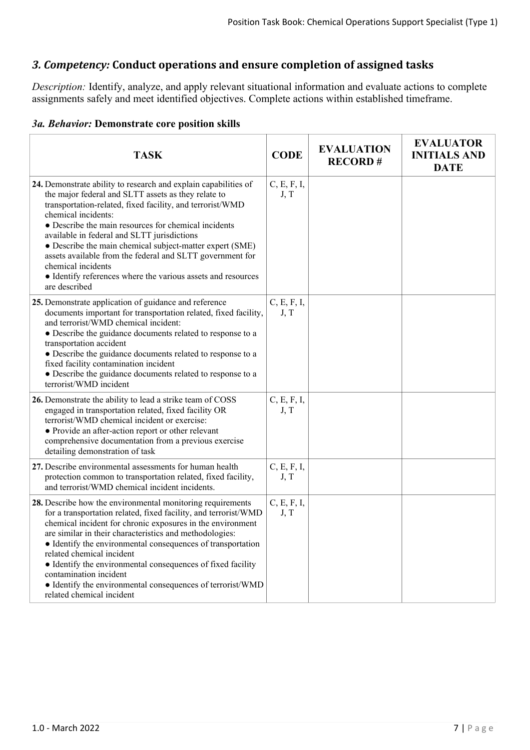## *3. Competency:* Conduct operations and ensure completion of assigned tasks

*Description:* Identify, analyze, and apply relevant situational information and evaluate actions to complete assignments safely and meet identified objectives. Complete actions within established timeframe.

### *3a. Behavior:* Demonstrate core position skills

| TASK | CODE | EVALUATION RECORD # | EVALUATOR INITIALS AND DATE |
|---|---|---|---|
| **24.** Demonstrate ability to research and explain capabilities of the major federal and SLTT assets as they relate to transportation-related, fixed facility, and terrorist/WMD chemical incidents:<br>● Describe the main resources for chemical incidents available in federal and SLTT jurisdictions<br>● Describe the main chemical subject-matter expert (SME) assets available from the federal and SLTT government for chemical incidents<br>● Identify references where the various assets and resources are described | C, E, F, I, J, T | | |
| **25.** Demonstrate application of guidance and reference documents important for transportation related, fixed facility, and terrorist/WMD chemical incident:<br>● Describe the guidance documents related to response to a transportation accident<br>● Describe the guidance documents related to response to a fixed facility contamination incident<br>● Describe the guidance documents related to response to a terrorist/WMD incident | C, E, F, I, J, T | | |
| **26.** Demonstrate the ability to lead a strike team of COSS engaged in transportation related, fixed facility OR terrorist/WMD chemical incident or exercise:<br>● Provide an after-action report or other relevant comprehensive documentation from a previous exercise detailing demonstration of task | C, E, F, I, J, T | | |
| **27.** Describe environmental assessments for human health protection common to transportation related, fixed facility, and terrorist/WMD chemical incident incidents. | C, E, F, I, J, T | | |
| **28.** Describe how the environmental monitoring requirements for a transportation related, fixed facility, and terrorist/WMD chemical incident for chronic exposures in the environment are similar in their characteristics and methodologies:<br>● Identify the environmental consequences of transportation related chemical incident<br>● Identify the environmental consequences of fixed facility contamination incident<br>● Identify the environmental consequences of terrorist/WMD related chemical incident | C, E, F, I, J, T | | |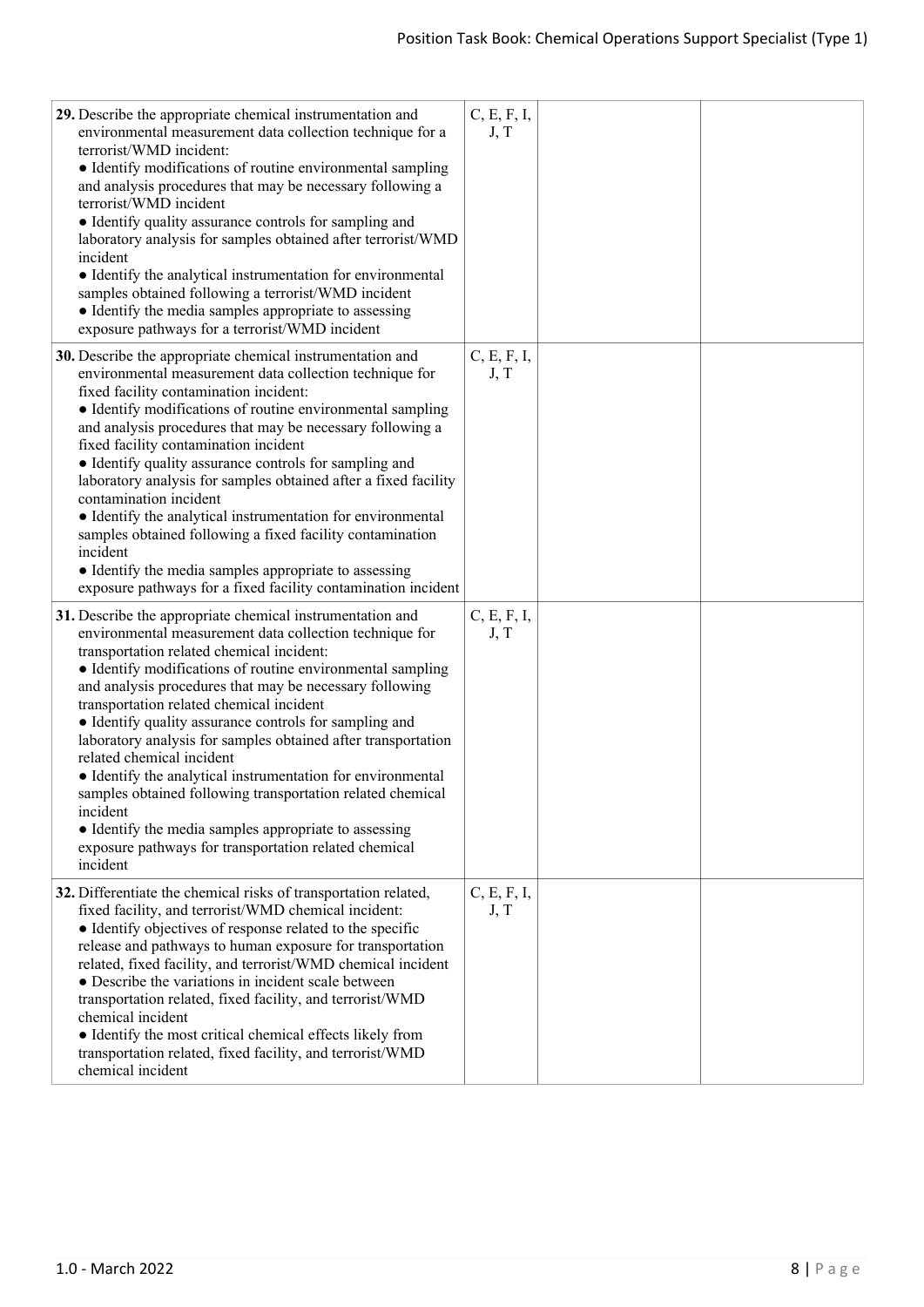| | | | |
|---|---|---|---|
| **29.** Describe the appropriate chemical instrumentation and environmental measurement data collection technique for a terrorist/WMD incident:<br>● Identify modifications of routine environmental sampling and analysis procedures that may be necessary following a terrorist/WMD incident<br>● Identify quality assurance controls for sampling and laboratory analysis for samples obtained after terrorist/WMD incident<br>● Identify the analytical instrumentation for environmental samples obtained following a terrorist/WMD incident<br>● Identify the media samples appropriate to assessing exposure pathways for a terrorist/WMD incident | C, E, F, I, J, T | | |
| **30.** Describe the appropriate chemical instrumentation and environmental measurement data collection technique for fixed facility contamination incident:<br>● Identify modifications of routine environmental sampling and analysis procedures that may be necessary following a fixed facility contamination incident<br>● Identify quality assurance controls for sampling and laboratory analysis for samples obtained after a fixed facility contamination incident<br>● Identify the analytical instrumentation for environmental samples obtained following a fixed facility contamination incident<br>● Identify the media samples appropriate to assessing exposure pathways for a fixed facility contamination incident | C, E, F, I, J, T | | |
| **31.** Describe the appropriate chemical instrumentation and environmental measurement data collection technique for transportation related chemical incident:<br>● Identify modifications of routine environmental sampling and analysis procedures that may be necessary following transportation related chemical incident<br>● Identify quality assurance controls for sampling and laboratory analysis for samples obtained after transportation related chemical incident<br>● Identify the analytical instrumentation for environmental samples obtained following transportation related chemical incident<br>● Identify the media samples appropriate to assessing exposure pathways for transportation related chemical incident | C, E, F, I, J, T | | |
| **32.** Differentiate the chemical risks of transportation related, fixed facility, and terrorist/WMD chemical incident:<br>● Identify objectives of response related to the specific release and pathways to human exposure for transportation related, fixed facility, and terrorist/WMD chemical incident<br>● Describe the variations in incident scale between transportation related, fixed facility, and terrorist/WMD chemical incident<br>● Identify the most critical chemical effects likely from transportation related, fixed facility, and terrorist/WMD chemical incident | C, E, F, I, J, T | | |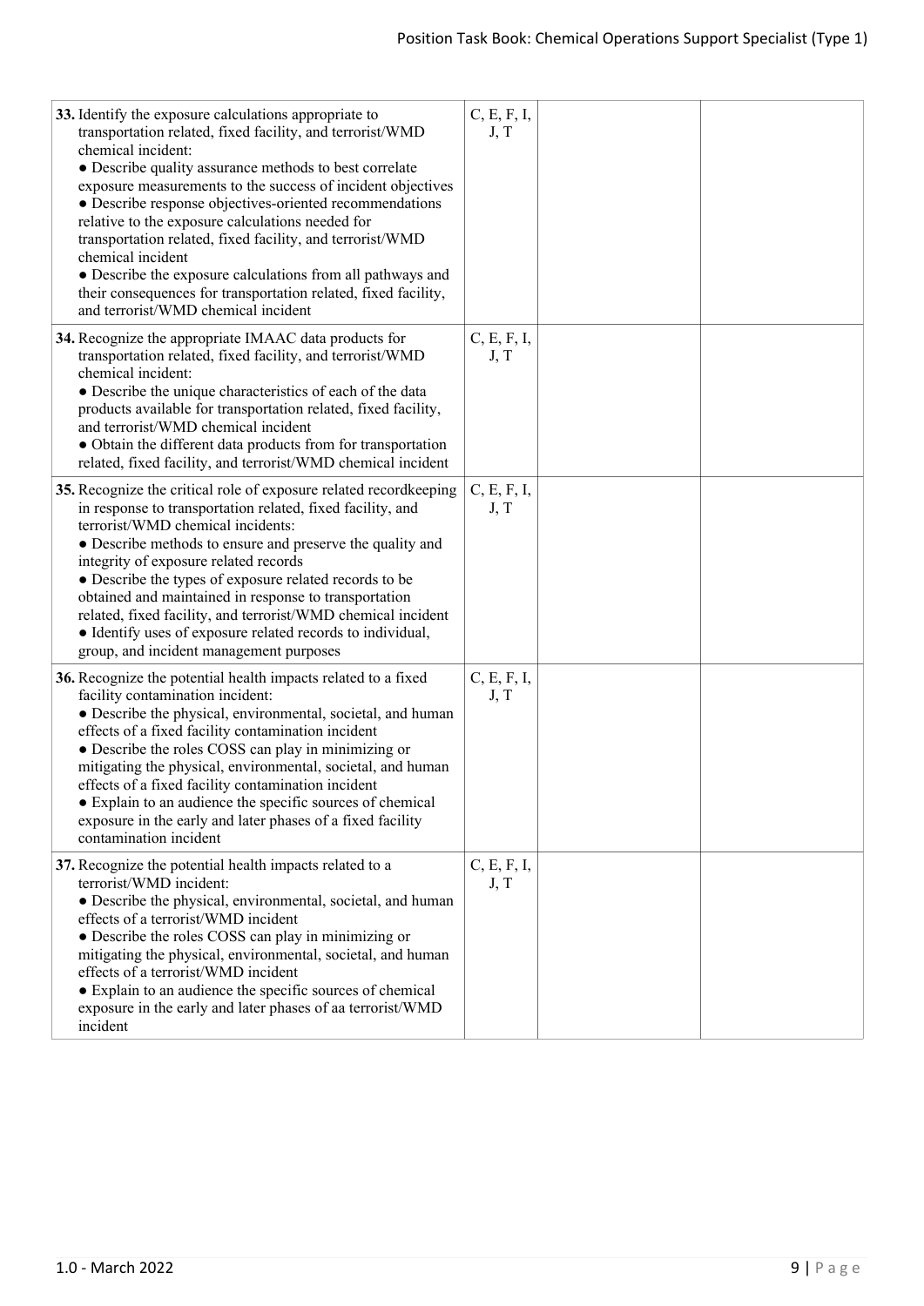| | | | |
|---|---|---|---|
| **33.** Identify the exposure calculations appropriate to transportation related, fixed facility, and terrorist/WMD chemical incident:<br>• Describe quality assurance methods to best correlate exposure measurements to the success of incident objectives<br>• Describe response objectives-oriented recommendations relative to the exposure calculations needed for transportation related, fixed facility, and terrorist/WMD chemical incident<br>• Describe the exposure calculations from all pathways and their consequences for transportation related, fixed facility, and terrorist/WMD chemical incident | C, E, F, I, J, T | | |
| **34.** Recognize the appropriate IMAAC data products for transportation related, fixed facility, and terrorist/WMD chemical incident:<br>• Describe the unique characteristics of each of the data products available for transportation related, fixed facility, and terrorist/WMD chemical incident<br>• Obtain the different data products from for transportation related, fixed facility, and terrorist/WMD chemical incident | C, E, F, I, J, T | | |
| **35.** Recognize the critical role of exposure related recordkeeping in response to transportation related, fixed facility, and terrorist/WMD chemical incidents:<br>• Describe methods to ensure and preserve the quality and integrity of exposure related records<br>• Describe the types of exposure related records to be obtained and maintained in response to transportation related, fixed facility, and terrorist/WMD chemical incident<br>• Identify uses of exposure related records to individual, group, and incident management purposes | C, E, F, I, J, T | | |
| **36.** Recognize the potential health impacts related to a fixed facility contamination incident:<br>• Describe the physical, environmental, societal, and human effects of a fixed facility contamination incident<br>• Describe the roles COSS can play in minimizing or mitigating the physical, environmental, societal, and human effects of a fixed facility contamination incident<br>• Explain to an audience the specific sources of chemical exposure in the early and later phases of a fixed facility contamination incident | C, E, F, I, J, T | | |
| **37.** Recognize the potential health impacts related to a terrorist/WMD incident:<br>• Describe the physical, environmental, societal, and human effects of a terrorist/WMD incident<br>• Describe the roles COSS can play in minimizing or mitigating the physical, environmental, societal, and human effects of a terrorist/WMD incident<br>• Explain to an audience the specific sources of chemical exposure in the early and later phases of aa terrorist/WMD incident | C, E, F, I, J, T | | |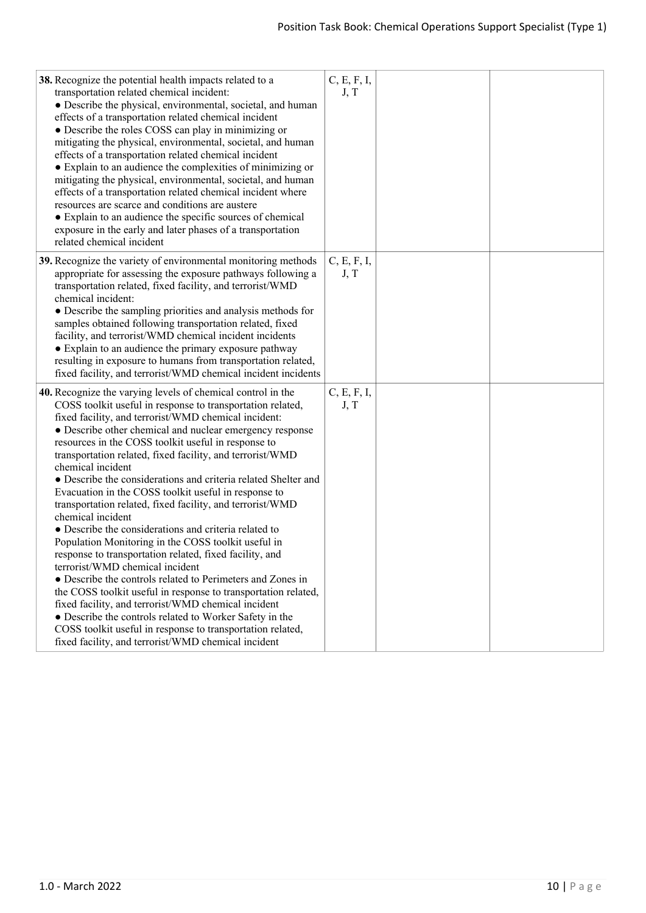| | | | |
|---|---|---|---|
| **38.** Recognize the potential health impacts related to a transportation related chemical incident:<br>● Describe the physical, environmental, societal, and human effects of a transportation related chemical incident<br>● Describe the roles COSS can play in minimizing or mitigating the physical, environmental, societal, and human effects of a transportation related chemical incident<br>● Explain to an audience the complexities of minimizing or mitigating the physical, environmental, societal, and human effects of a transportation related chemical incident where resources are scarce and conditions are austere<br>● Explain to an audience the specific sources of chemical exposure in the early and later phases of a transportation related chemical incident | C, E, F, I, J, T | | |
| **39.** Recognize the variety of environmental monitoring methods appropriate for assessing the exposure pathways following a transportation related, fixed facility, and terrorist/WMD chemical incident:<br>● Describe the sampling priorities and analysis methods for samples obtained following transportation related, fixed facility, and terrorist/WMD chemical incident incidents<br>● Explain to an audience the primary exposure pathway resulting in exposure to humans from transportation related, fixed facility, and terrorist/WMD chemical incident incidents | C, E, F, I, J, T | | |
| **40.** Recognize the varying levels of chemical control in the COSS toolkit useful in response to transportation related, fixed facility, and terrorist/WMD chemical incident:<br>● Describe other chemical and nuclear emergency response resources in the COSS toolkit useful in response to transportation related, fixed facility, and terrorist/WMD chemical incident<br>● Describe the considerations and criteria related Shelter and Evacuation in the COSS toolkit useful in response to transportation related, fixed facility, and terrorist/WMD chemical incident<br>● Describe the considerations and criteria related to Population Monitoring in the COSS toolkit useful in response to transportation related, fixed facility, and terrorist/WMD chemical incident<br>● Describe the controls related to Perimeters and Zones in the COSS toolkit useful in response to transportation related, fixed facility, and terrorist/WMD chemical incident<br>● Describe the controls related to Worker Safety in the COSS toolkit useful in response to transportation related, fixed facility, and terrorist/WMD chemical incident | C, E, F, I, J, T | | |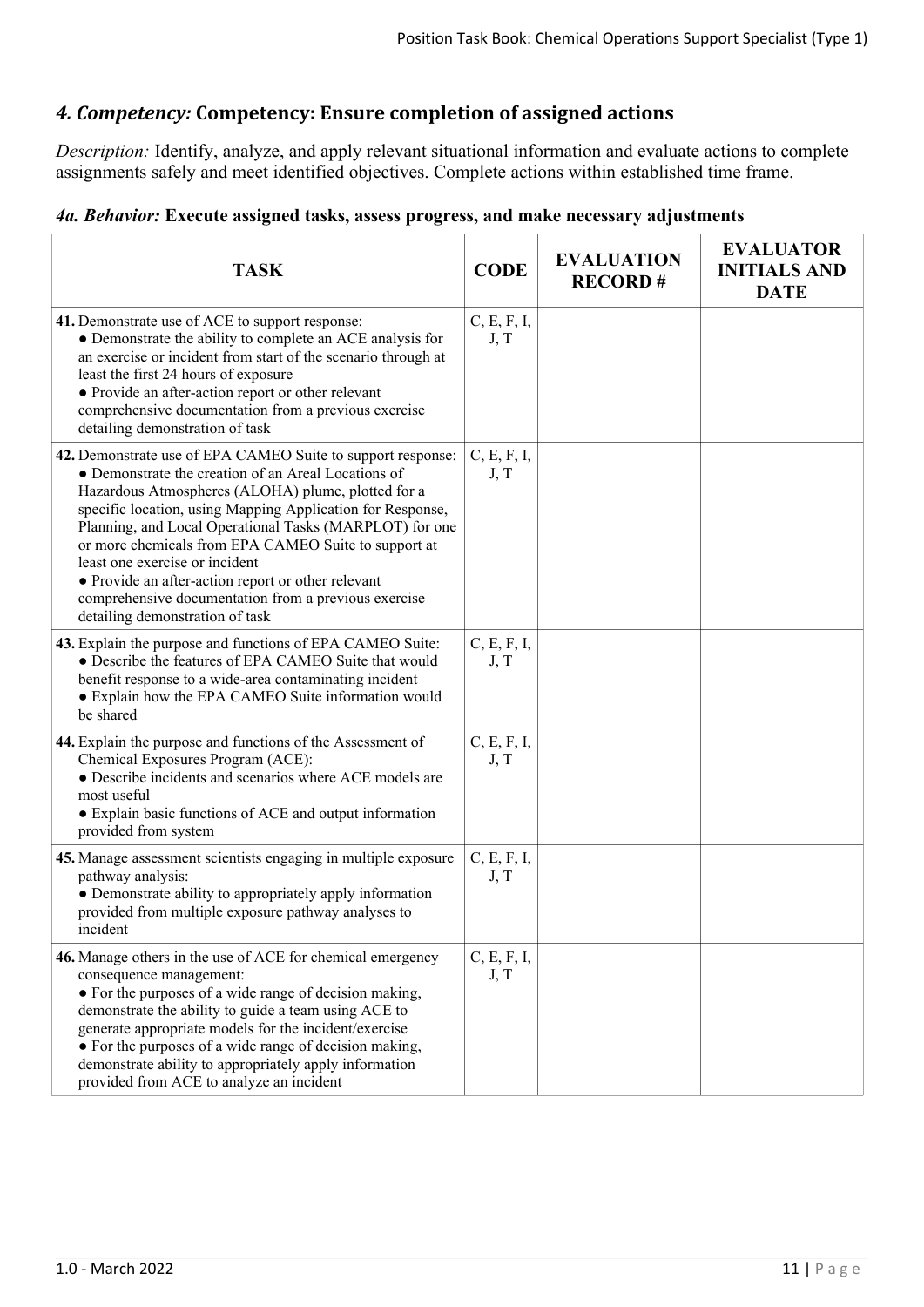## *4. Competency:* Competency: Ensure completion of assigned actions

*Description:* Identify, analyze, and apply relevant situational information and evaluate actions to complete assignments safely and meet identified objectives. Complete actions within established time frame.

### *4a. Behavior:* Execute assigned tasks, assess progress, and make necessary adjustments

| TASK | CODE | EVALUATION RECORD # | EVALUATOR INITIALS AND DATE |
|---|---|---|---|
| **41.** Demonstrate use of ACE to support response:<br>● Demonstrate the ability to complete an ACE analysis for an exercise or incident from start of the scenario through at least the first 24 hours of exposure<br>● Provide an after-action report or other relevant comprehensive documentation from a previous exercise detailing demonstration of task | C, E, F, I, J, T | | |
| **42.** Demonstrate use of EPA CAMEO Suite to support response:<br>● Demonstrate the creation of an Areal Locations of Hazardous Atmospheres (ALOHA) plume, plotted for a specific location, using Mapping Application for Response, Planning, and Local Operational Tasks (MARPLOT) for one or more chemicals from EPA CAMEO Suite to support at least one exercise or incident<br>● Provide an after-action report or other relevant comprehensive documentation from a previous exercise detailing demonstration of task | C, E, F, I, J, T | | |
| **43.** Explain the purpose and functions of EPA CAMEO Suite:<br>● Describe the features of EPA CAMEO Suite that would benefit response to a wide-area contaminating incident<br>● Explain how the EPA CAMEO Suite information would be shared | C, E, F, I, J, T | | |
| **44.** Explain the purpose and functions of the Assessment of Chemical Exposures Program (ACE):<br>● Describe incidents and scenarios where ACE models are most useful<br>● Explain basic functions of ACE and output information provided from system | C, E, F, I, J, T | | |
| **45.** Manage assessment scientists engaging in multiple exposure pathway analysis:<br>● Demonstrate ability to appropriately apply information provided from multiple exposure pathway analyses to incident | C, E, F, I, J, T | | |
| **46.** Manage others in the use of ACE for chemical emergency consequence management:<br>● For the purposes of a wide range of decision making, demonstrate the ability to guide a team using ACE to generate appropriate models for the incident/exercise<br>● For the purposes of a wide range of decision making, demonstrate ability to appropriately apply information provided from ACE to analyze an incident | C, E, F, I, J, T | | |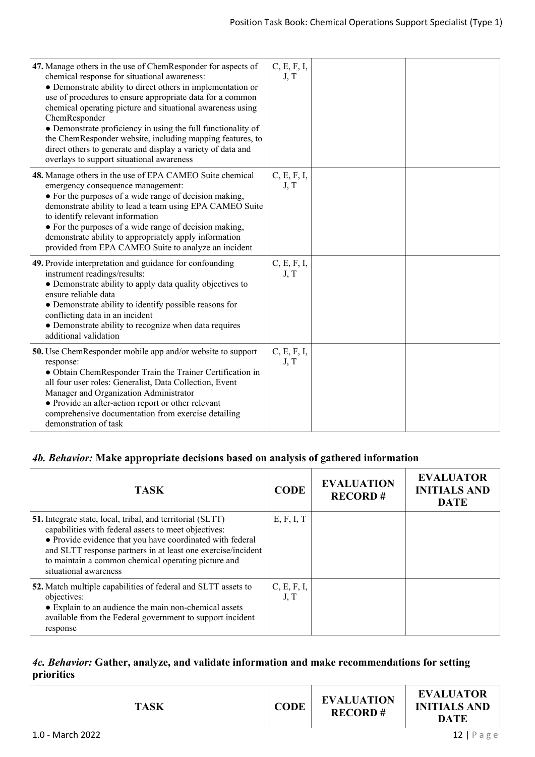| | | | |
|---|---|---|---|
| **47.** Manage others in the use of ChemResponder for aspects of chemical response for situational awareness:<br>• Demonstrate ability to direct others in implementation or use of procedures to ensure appropriate data for a common chemical operating picture and situational awareness using ChemResponder<br>• Demonstrate proficiency in using the full functionality of the ChemResponder website, including mapping features, to direct others to generate and display a variety of data and overlays to support situational awareness | C, E, F, I, J, T | | |
| **48.** Manage others in the use of EPA CAMEO Suite chemical emergency consequence management:<br>• For the purposes of a wide range of decision making, demonstrate ability to lead a team using EPA CAMEO Suite to identify relevant information<br>• For the purposes of a wide range of decision making, demonstrate ability to appropriately apply information provided from EPA CAMEO Suite to analyze an incident | C, E, F, I, J, T | | |
| **49.** Provide interpretation and guidance for confounding instrument readings/results:<br>• Demonstrate ability to apply data quality objectives to ensure reliable data<br>• Demonstrate ability to identify possible reasons for conflicting data in an incident<br>• Demonstrate ability to recognize when data requires additional validation | C, E, F, I, J, T | | |
| **50.** Use ChemResponder mobile app and/or website to support response:<br>• Obtain ChemResponder Train the Trainer Certification in all four user roles: Generalist, Data Collection, Event Manager and Organization Administrator<br>• Provide an after-action report or other relevant comprehensive documentation from exercise detailing demonstration of task | C, E, F, I, J, T | | |

### *4b. Behavior:* Make appropriate decisions based on analysis of gathered information

| TASK | CODE | EVALUATION RECORD # | EVALUATOR INITIALS AND DATE |
|---|---|---|---|
| **51.** Integrate state, local, tribal, and territorial (SLTT) capabilities with federal assets to meet objectives:<br>• Provide evidence that you have coordinated with federal and SLTT response partners in at least one exercise/incident to maintain a common chemical operating picture and situational awareness | E, F, I, T | | |
| **52.** Match multiple capabilities of federal and SLTT assets to objectives:<br>• Explain to an audience the main non-chemical assets available from the Federal government to support incident response | C, E, F, I, J, T | | |

### *4c. Behavior:* Gather, analyze, and validate information and make recommendations for setting priorities

| TASK | CODE | EVALUATION RECORD # | EVALUATOR INITIALS AND DATE |
|---|---|---|---|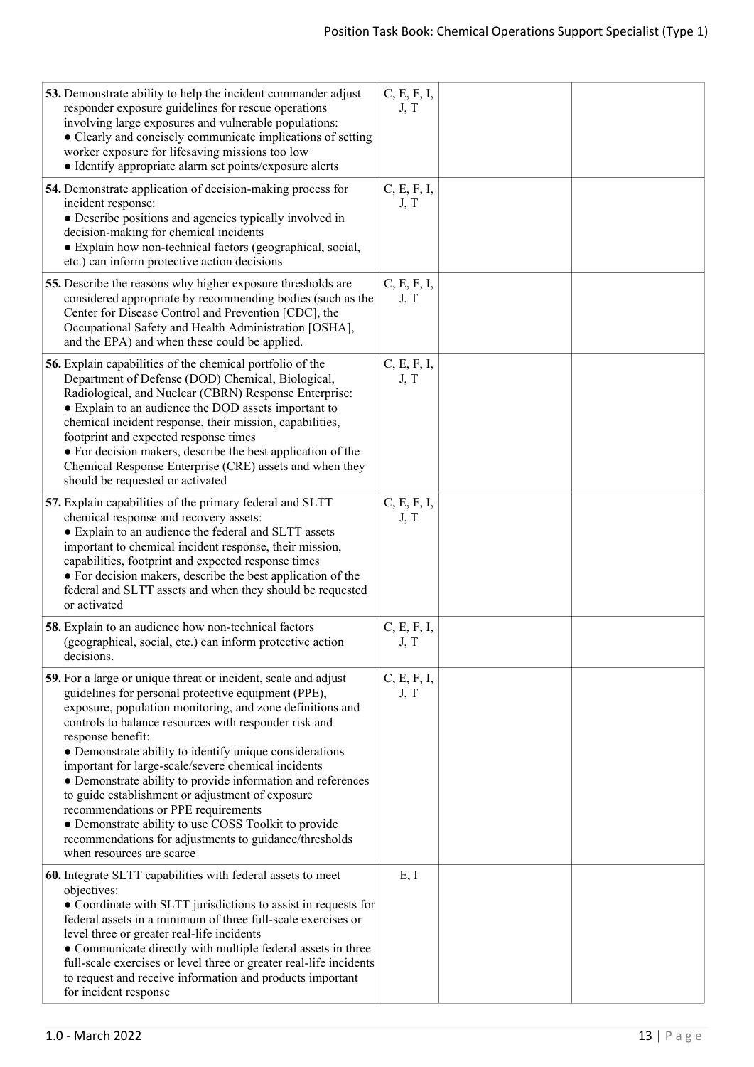| | | | |
|---|---|---|---|
| **53.** Demonstrate ability to help the incident commander adjust responder exposure guidelines for rescue operations involving large exposures and vulnerable populations:<br>● Clearly and concisely communicate implications of setting worker exposure for lifesaving missions too low<br>● Identify appropriate alarm set points/exposure alerts | C, E, F, I, J, T | | |
| **54.** Demonstrate application of decision-making process for incident response:<br>● Describe positions and agencies typically involved in decision-making for chemical incidents<br>● Explain how non-technical factors (geographical, social, etc.) can inform protective action decisions | C, E, F, I, J, T | | |
| **55.** Describe the reasons why higher exposure thresholds are considered appropriate by recommending bodies (such as the Center for Disease Control and Prevention [CDC], the Occupational Safety and Health Administration [OSHA], and the EPA) and when these could be applied. | C, E, F, I, J, T | | |
| **56.** Explain capabilities of the chemical portfolio of the Department of Defense (DOD) Chemical, Biological, Radiological, and Nuclear (CBRN) Response Enterprise:<br>● Explain to an audience the DOD assets important to chemical incident response, their mission, capabilities, footprint and expected response times<br>● For decision makers, describe the best application of the Chemical Response Enterprise (CRE) assets and when they should be requested or activated | C, E, F, I, J, T | | |
| **57.** Explain capabilities of the primary federal and SLTT chemical response and recovery assets:<br>● Explain to an audience the federal and SLTT assets important to chemical incident response, their mission, capabilities, footprint and expected response times<br>● For decision makers, describe the best application of the federal and SLTT assets and when they should be requested or activated | C, E, F, I, J, T | | |
| **58.** Explain to an audience how non-technical factors (geographical, social, etc.) can inform protective action decisions. | C, E, F, I, J, T | | |
| **59.** For a large or unique threat or incident, scale and adjust guidelines for personal protective equipment (PPE), exposure, population monitoring, and zone definitions and controls to balance resources with responder risk and response benefit:<br>● Demonstrate ability to identify unique considerations important for large-scale/severe chemical incidents<br>● Demonstrate ability to provide information and references to guide establishment or adjustment of exposure recommendations or PPE requirements<br>● Demonstrate ability to use COSS Toolkit to provide recommendations for adjustments to guidance/thresholds when resources are scarce | C, E, F, I, J, T | | |
| **60.** Integrate SLTT capabilities with federal assets to meet objectives:<br>● Coordinate with SLTT jurisdictions to assist in requests for federal assets in a minimum of three full-scale exercises or level three or greater real-life incidents<br>● Communicate directly with multiple federal assets in three full-scale exercises or level three or greater real-life incidents to request and receive information and products important for incident response | E, I | | |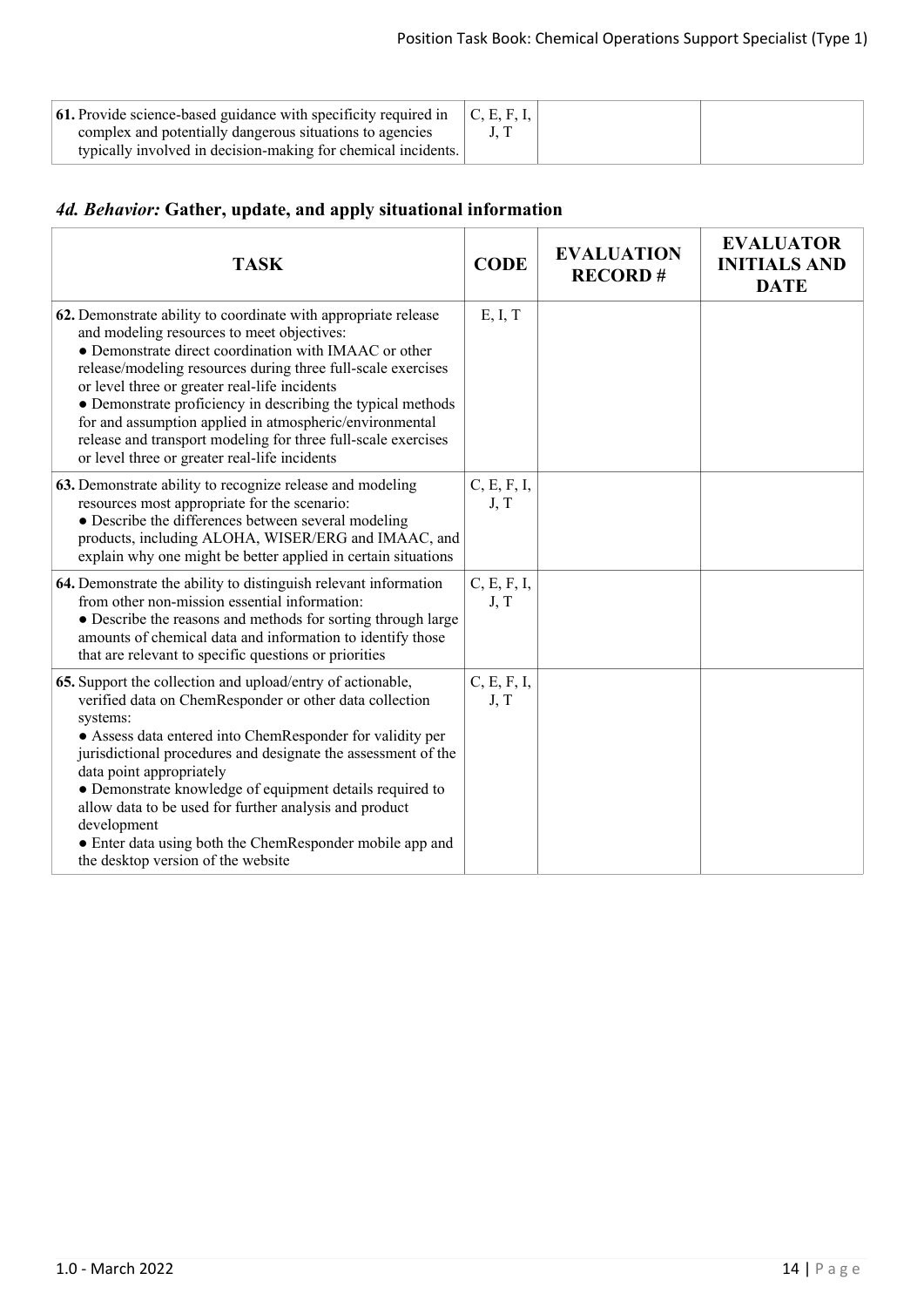| | | | |
|---|---|---|---|
| **61.** Provide science-based guidance with specificity required in complex and potentially dangerous situations to agencies typically involved in decision-making for chemical incidents. | C, E, F, I, J, T | | |

## *4d. Behavior:* Gather, update, and apply situational information

| TASK | CODE | EVALUATION RECORD # | EVALUATOR INITIALS AND DATE |
|---|---|---|---|
| **62.** Demonstrate ability to coordinate with appropriate release and modeling resources to meet objectives:<br>● Demonstrate direct coordination with IMAAC or other release/modeling resources during three full-scale exercises or level three or greater real-life incidents<br>● Demonstrate proficiency in describing the typical methods for and assumption applied in atmospheric/environmental release and transport modeling for three full-scale exercises or level three or greater real-life incidents | E, I, T | | |
| **63.** Demonstrate ability to recognize release and modeling resources most appropriate for the scenario:<br>● Describe the differences between several modeling products, including ALOHA, WISER/ERG and IMAAC, and explain why one might be better applied in certain situations | C, E, F, I, J, T | | |
| **64.** Demonstrate the ability to distinguish relevant information from other non-mission essential information:<br>● Describe the reasons and methods for sorting through large amounts of chemical data and information to identify those that are relevant to specific questions or priorities | C, E, F, I, J, T | | |
| **65.** Support the collection and upload/entry of actionable, verified data on ChemResponder or other data collection systems:<br>● Assess data entered into ChemResponder for validity per jurisdictional procedures and designate the assessment of the data point appropriately<br>● Demonstrate knowledge of equipment details required to allow data to be used for further analysis and product development<br>● Enter data using both the ChemResponder mobile app and the desktop version of the website | C, E, F, I, J, T | | |